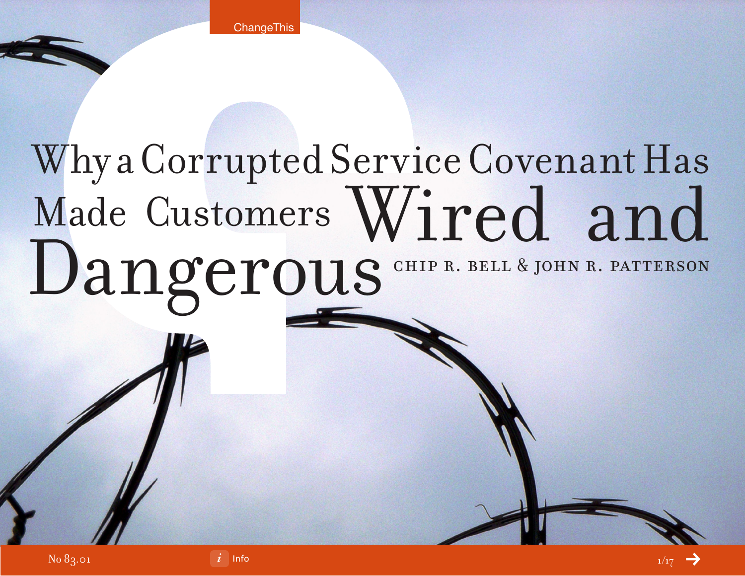# Why a Corrupted Service Covenant Has Made Customers Wired and Dangerous

CHIP R. BELL & JOHN R. PATTERSON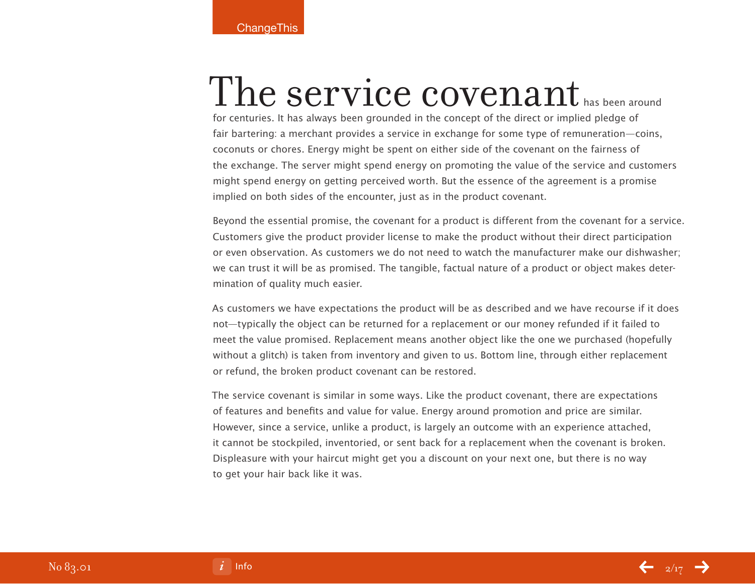**The service covenant** has been around for centuries. It has always been grounded in the concept of the direct or implied pledge of fair bartering: a merchant provides a service in exchange for some type of remuneration—coins, coconuts or chores. Energy might be spent on either side of the covenant on the fairness of the exchange. The server might spend energy on promoting the value of the service and customers might spend energy on getting perceived worth. But the essence of the agreement is a promise implied on both sides of the encounter, just as in the product covenant.

Beyond the essential promise, the covenant for a product is different from the covenant for a service. Customers give the product provider license to make the product without their direct participation or even observation. As customers we do not need to watch the manufacturer make our dishwasher; we can trust it will be as promised. The tangible, factual nature of a product or object makes determination of quality much easier.

As customers we have expectations the product will be as described and we have recourse if it does not—typically the object can be returned for a replacement or our money refunded if it failed to meet the value promised. Replacement means another object like the one we purchased (hopefully without a glitch) is taken from inventory and given to us. Bottom line, through either replacement or refund, the broken product covenant can be restored.

The service covenant is similar in some ways. Like the product covenant, there are expectations of features and benefits and value for value. Energy around promotion and price are similar. However, since a service, unlike a product, is largely an outcome with an experience attached, it cannot be stockpiled, inventoried, or sent back for a replacement when the covenant is broken. Displeasure with your haircut might get you a discount on your next one, but there is no way to get your hair back like it was.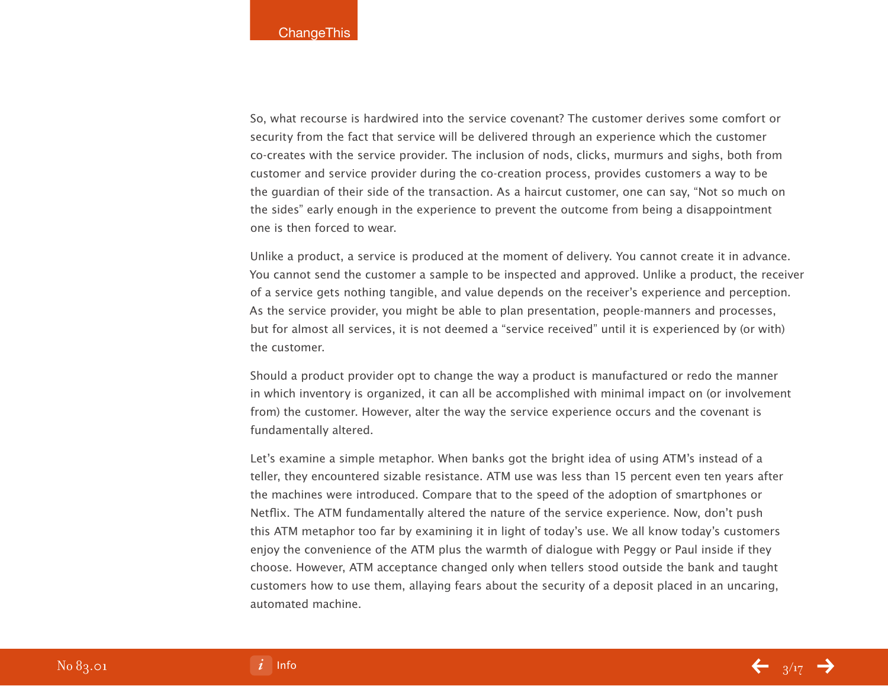So, what recourse is hardwired into the service covenant? The customer derives some comfort or security from the fact that service will be delivered through an experience which the customer co-creates with the service provider. The inclusion of nods, clicks, murmurs and sighs, both from customer and service provider during the co-creation process, provides customers a way to be the guardian of their side of the transaction. As a haircut customer, one can say, "Not so much on the sides" early enough in the experience to prevent the outcome from being a disappointment one is then forced to wear.

Unlike a product, a service is produced at the moment of delivery. You cannot create it in advance. You cannot send the customer a sample to be inspected and approved. Unlike a product, the receiver of a service gets nothing tangible, and value depends on the receiver's experience and perception. As the service provider, you might be able to plan presentation, people-manners and processes, but for almost all services, it is not deemed a "service received" until it is experienced by (or with) the customer.

Should a product provider opt to change the way a product is manufactured or redo the manner in which inventory is organized, it can all be accomplished with minimal impact on (or involvement from) the customer. However, alter the way the service experience occurs and the covenant is fundamentally altered.

Let's examine a simple metaphor. When banks got the bright idea of using ATM's instead of a teller, they encountered sizable resistance. ATM use was less than 15 percent even ten years after the machines were introduced. Compare that to the speed of the adoption of smartphones or Netflix. The ATM fundamentally altered the nature of the service experience. Now, don't push this ATM metaphor too far by examining it in light of today's use. We all know today's customers enjoy the convenience of the ATM plus the warmth of dialogue with Peggy or Paul inside if they choose. However, ATM acceptance changed only when tellers stood outside the bank and taught customers how to use them, allaying fears about the security of a deposit placed in an uncaring, automated machine.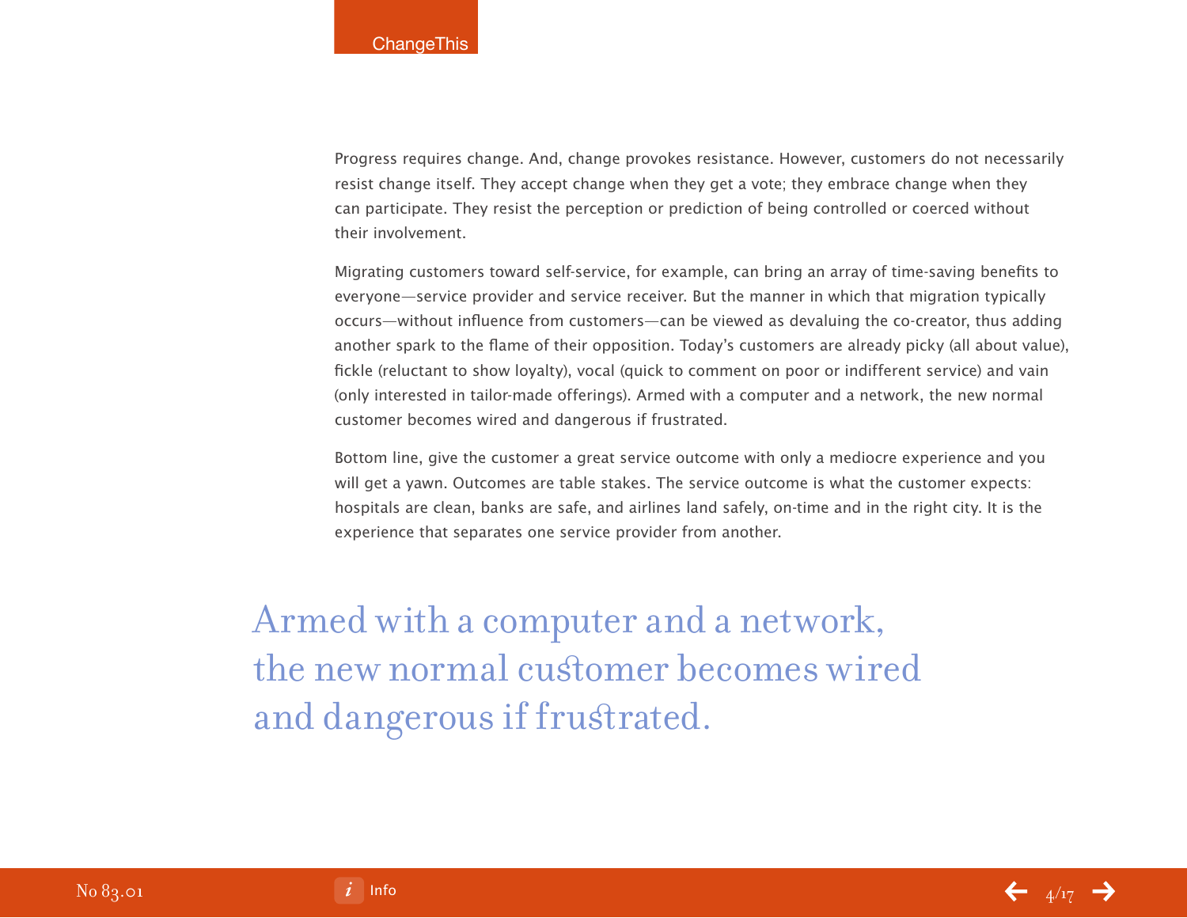Progress requires change. And, change provokes resistance. However, customers do not necessarily resist change itself. They accept change when they get a vote; they embrace change when they can participate. They resist the perception or prediction of being controlled or coerced without their involvement.

Migrating customers toward self-service, for example, can bring an array of time-saving benefits to everyone—service provider and service receiver. But the manner in which that migration typically occurs—without influence from customers—can be viewed as devaluing the co-creator, thus adding another spark to the flame of their opposition. Today's customers are already picky (all about value), fickle (reluctant to show loyalty), vocal (quick to comment on poor or indifferent service) and vain (only interested in tailor-made offerings). Armed with a computer and a network, the new normal customer becomes wired and dangerous if frustrated.

Bottom line, give the customer a great service outcome with only a mediocre experience and you will get a yawn. Outcomes are table stakes. The service outcome is what the customer expects: hospitals are clean, banks are safe, and airlines land safely, on-time and in the right city. It is the experience that separates one service provider from another.

> Armed with a computer and a network, the new normal customer becomes wired and dangerous if frustrated.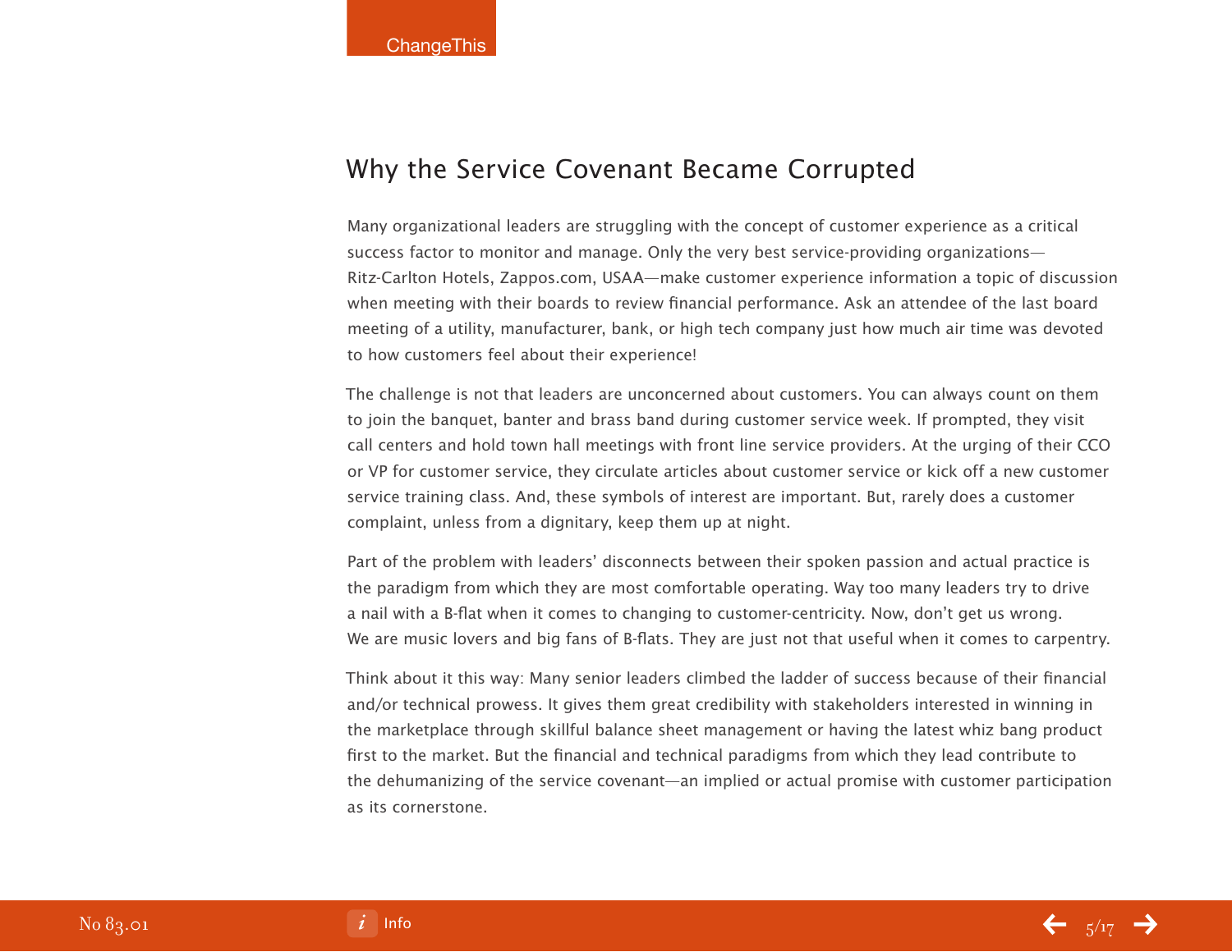## Why the Service Covenant Became Corrupted

Many organizational leaders are struggling with the concept of customer experience as a critical success factor to monitor and manage. Only the very best service-providing organizations—Ritz-Carlton Hotels, Zappos.com, USAA—make customer experience information a topic of discussion when meeting with their boards to review financial performance. Ask an attendee of the last board meeting of a utility, manufacturer, bank, or high tech company just how much air time was devoted to how customers feel about their experience!

The challenge is not that leaders are unconcerned about customers. You can always count on them to join the banquet, banter and brass band during customer service week. If prompted, they visit call centers and hold town hall meetings with front line service providers. At the urging of their CCO or VP for customer service, they circulate articles about customer service or kick off a new customer service training class. And, these symbols of interest are important. But, rarely does a customer complaint, unless from a dignitary, keep them up at night.

Part of the problem with leaders' disconnects between their spoken passion and actual practice is the paradigm from which they are most comfortable operating. Way too many leaders try to drive a nail with a B-flat when it comes to changing to customer-centricity. Now, don't get us wrong. We are music lovers and big fans of B-flats. They are just not that useful when it comes to carpentry.

Think about it this way: Many senior leaders climbed the ladder of success because of their financial and/or technical prowess. It gives them great credibility with stakeholders interested in winning in the marketplace through skillful balance sheet management or having the latest whiz bang product first to the market. But the financial and technical paradigms from which they lead contribute to the dehumanizing of the service covenant—an implied or actual promise with customer participation as its cornerstone.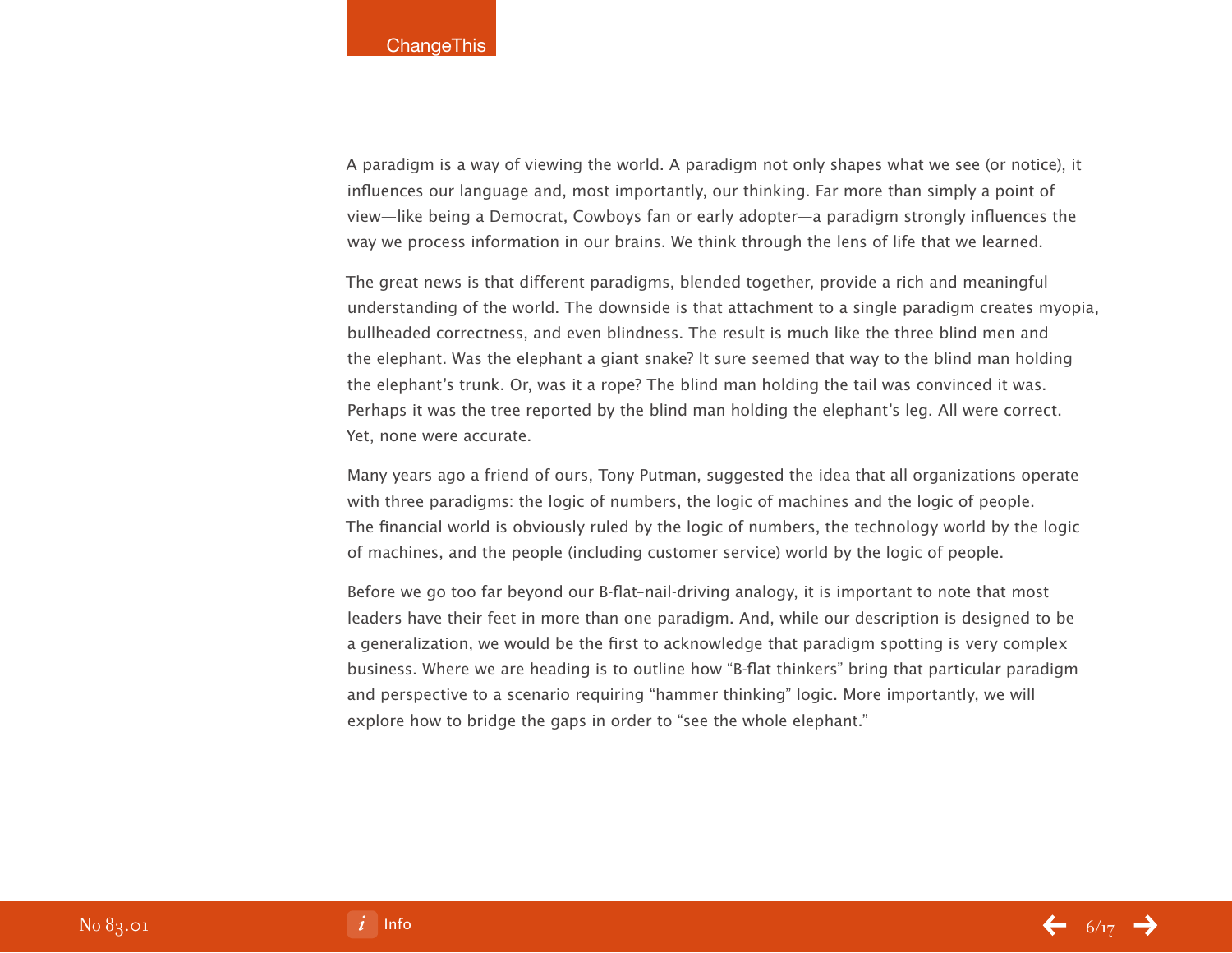A paradigm is a way of viewing the world. A paradigm not only shapes what we see (or notice), it influences our language and, most importantly, our thinking. Far more than simply a point of view—like being a Democrat, Cowboys fan or early adopter—a paradigm strongly influences the way we process information in our brains. We think through the lens of life that we learned.

The great news is that different paradigms, blended together, provide a rich and meaningful understanding of the world. The downside is that attachment to a single paradigm creates myopia, bullheaded correctness, and even blindness. The result is much like the three blind men and the elephant. Was the elephant a giant snake? It sure seemed that way to the blind man holding the elephant's trunk. Or, was it a rope? The blind man holding the tail was convinced it was. Perhaps it was the tree reported by the blind man holding the elephant's leg. All were correct. Yet, none were accurate.

Many years ago a friend of ours, Tony Putman, suggested the idea that all organizations operate with three paradigms: the logic of numbers, the logic of machines and the logic of people. The financial world is obviously ruled by the logic of numbers, the technology world by the logic of machines, and the people (including customer service) world by the logic of people.

Before we go too far beyond our B-flat-nail-driving analogy, it is important to note that most leaders have their feet in more than one paradigm. And, while our description is designed to be a generalization, we would be the first to acknowledge that paradigm spotting is very complex business. Where we are heading is to outline how "B-flat thinkers" bring that particular paradigm and perspective to a scenario requiring "hammer thinking" logic. More importantly, we will explore how to bridge the gaps in order to "see the whole elephant."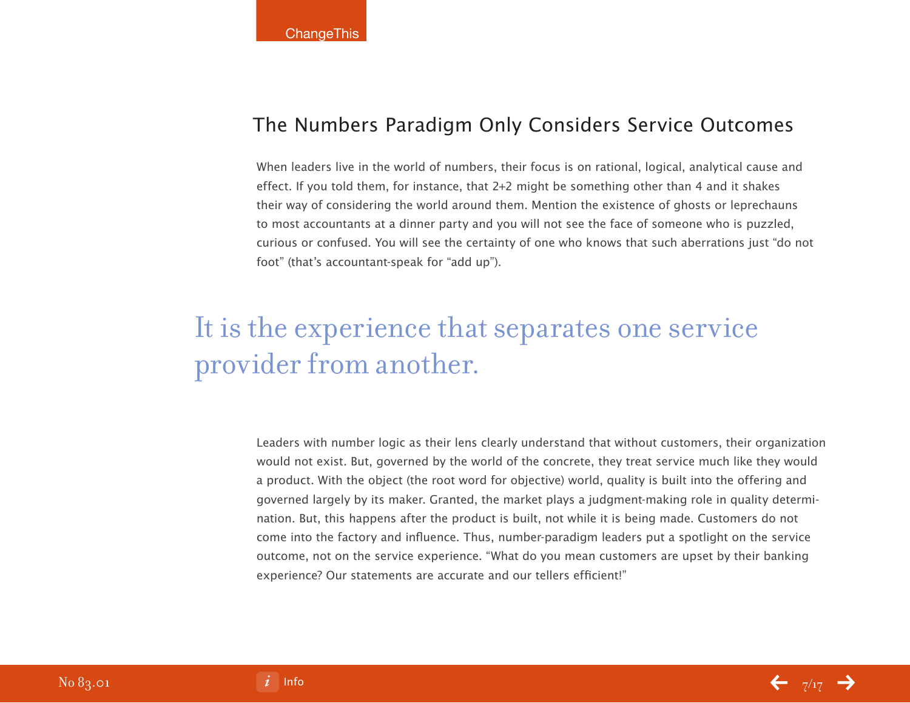## The Numbers Paradigm Only Considers Service Outcomes

When leaders live in the world of numbers, their focus is on rational, logical, analytical cause and effect. If you told them, for instance, that 2+2 might be something other than 4 and it shakes their way of considering the world around them. Mention the existence of ghosts or leprechauns to most accountants at a dinner party and you will not see the face of someone who is puzzled, curious or confused. You will see the certainty of one who knows that such aberrations just "do not foot" (that's accountant-speak for "add up").

> It is the experience that separates one service provider from another.

Leaders with number logic as their lens clearly understand that without customers, their organization would not exist. But, governed by the world of the concrete, they treat service much like they would a product. With the object (the root word for objective) world, quality is built into the offering and governed largely by its maker. Granted, the market plays a judgment-making role in quality determination. But, this happens after the product is built, not while it is being made. Customers do not come into the factory and influence. Thus, number-paradigm leaders put a spotlight on the service outcome, not on the service experience. "What do you mean customers are upset by their banking experience? Our statements are accurate and our tellers efficient!"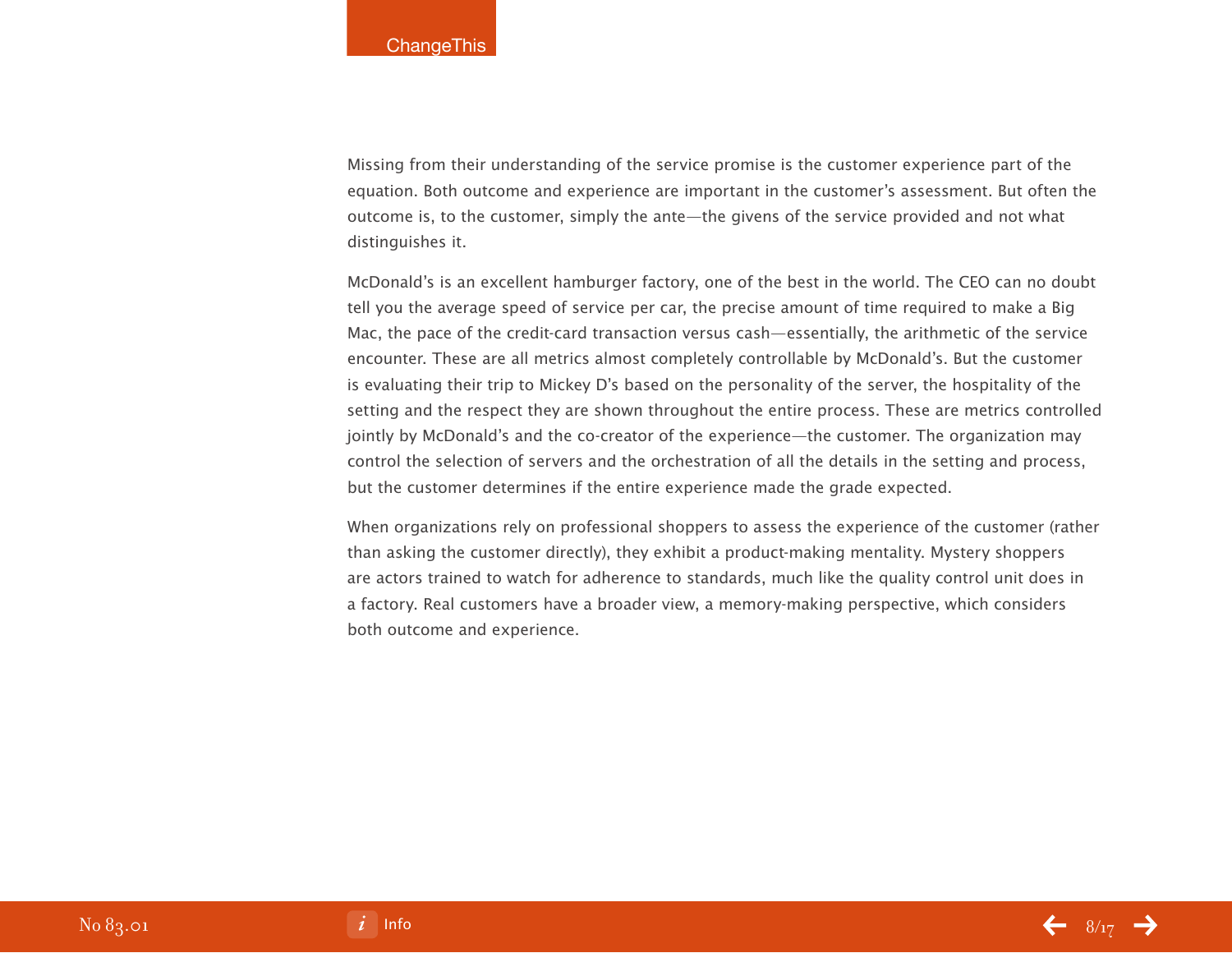Missing from their understanding of the service promise is the customer experience part of the equation. Both outcome and experience are important in the customer's assessment. But often the outcome is, to the customer, simply the ante—the givens of the service provided and not what distinguishes it.

McDonald's is an excellent hamburger factory, one of the best in the world. The CEO can no doubt tell you the average speed of service per car, the precise amount of time required to make a Big Mac, the pace of the credit-card transaction versus cash—essentially, the arithmetic of the service encounter. These are all metrics almost completely controllable by McDonald's. But the customer is evaluating their trip to Mickey D's based on the personality of the server, the hospitality of the setting and the respect they are shown throughout the entire process. These are metrics controlled jointly by McDonald's and the co-creator of the experience—the customer. The organization may control the selection of servers and the orchestration of all the details in the setting and process, but the customer determines if the entire experience made the grade expected.

When organizations rely on professional shoppers to assess the experience of the customer (rather than asking the customer directly), they exhibit a product-making mentality. Mystery shoppers are actors trained to watch for adherence to standards, much like the quality control unit does in a factory. Real customers have a broader view, a memory-making perspective, which considers both outcome and experience.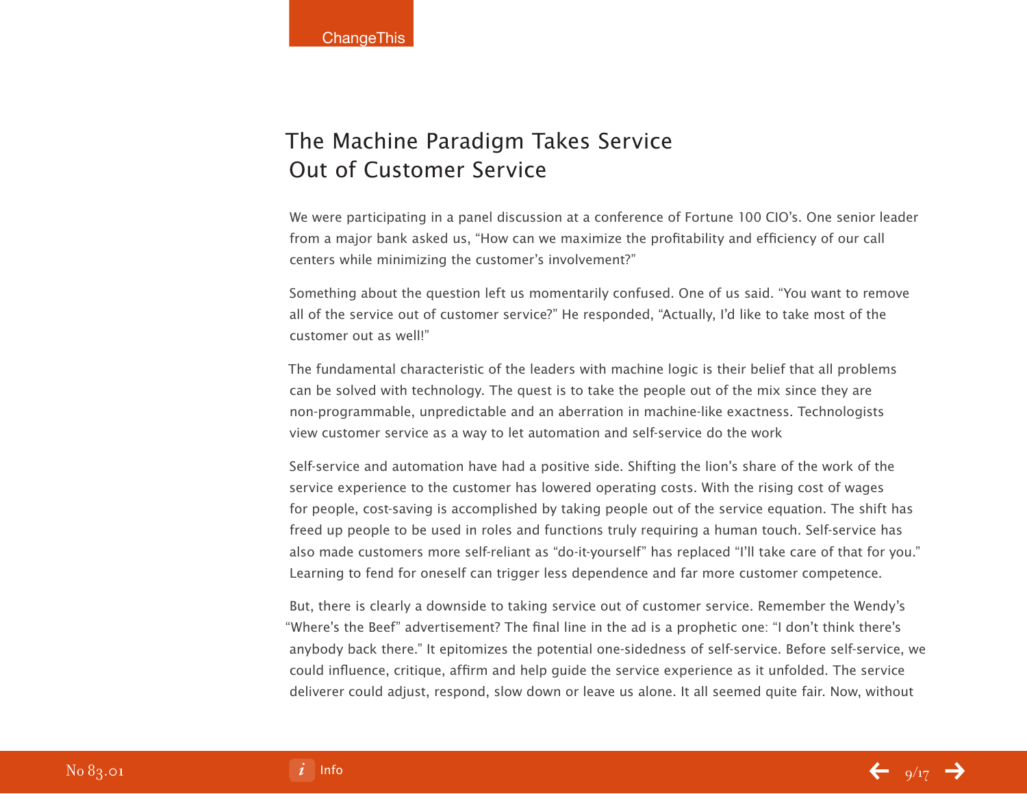## The Machine Paradigm Takes Service Out of Customer Service

We were participating in a panel discussion at a conference of Fortune 100 CIO's. One senior leader from a major bank asked us, "How can we maximize the profitability and efficiency of our call centers while minimizing the customer's involvement?"

Something about the question left us momentarily confused. One of us said. "You want to remove all of the service out of customer service?" He responded, "Actually, I'd like to take most of the customer out as well!"

The fundamental characteristic of the leaders with machine logic is their belief that all problems can be solved with technology. The quest is to take the people out of the mix since they are non-programmable, unpredictable and an aberration in machine-like exactness. Technologists view customer service as a way to let automation and self-service do the work

Self-service and automation have had a positive side. Shifting the lion's share of the work of the service experience to the customer has lowered operating costs. With the rising cost of wages for people, cost-saving is accomplished by taking people out of the service equation. The shift has freed up people to be used in roles and functions truly requiring a human touch. Self-service has also made customers more self-reliant as "do-it-yourself" has replaced "I'll take care of that for you." Learning to fend for oneself can trigger less dependence and far more customer competence.

But, there is clearly a downside to taking service out of customer service. Remember the Wendy's "Where's the Beef" advertisement? The final line in the ad is a prophetic one: "I don't think there's anybody back there." It epitomizes the potential one-sidedness of self-service. Before self-service, we could influence, critique, affirm and help guide the service experience as it unfolded. The service deliverer could adjust, respond, slow down or leave us alone. It all seemed quite fair. Now, without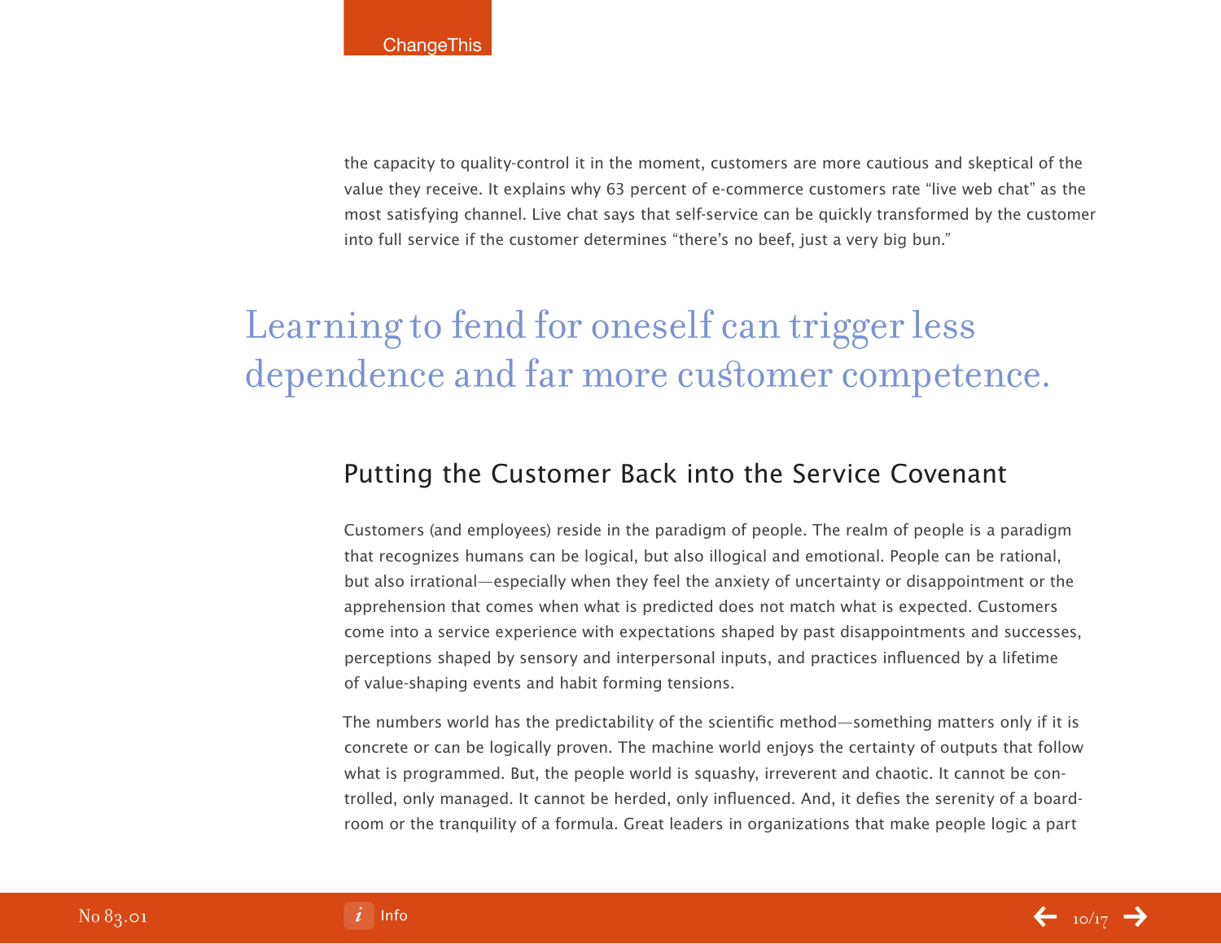the capacity to quality-control it in the moment, customers are more cautious and skeptical of the value they receive. It explains why 63 percent of e-commerce customers rate “live web chat” as the most satisfying channel. Live chat says that self-service can be quickly transformed by the customer into full service if the customer determines “there’s no beef, just a very big bun.”

> Learning to fend for oneself can trigger less dependence and far more customer competence.

## Putting the Customer Back into the Service Covenant

Customers (and employees) reside in the paradigm of people. The realm of people is a paradigm that recognizes humans can be logical, but also illogical and emotional. People can be rational, but also irrational—especially when they feel the anxiety of uncertainty or disappointment or the apprehension that comes when what is predicted does not match what is expected. Customers come into a service experience with expectations shaped by past disappointments and successes, perceptions shaped by sensory and interpersonal inputs, and practices influenced by a lifetime of value-shaping events and habit forming tensions.

The numbers world has the predictability of the scientific method—something matters only if it is concrete or can be logically proven. The machine world enjoys the certainty of outputs that follow what is programmed. But, the people world is squashy, irreverent and chaotic. It cannot be controlled, only managed. It cannot be herded, only influenced. And, it defies the serenity of a boardroom or the tranquility of a formula. Great leaders in organizations that make people logic a part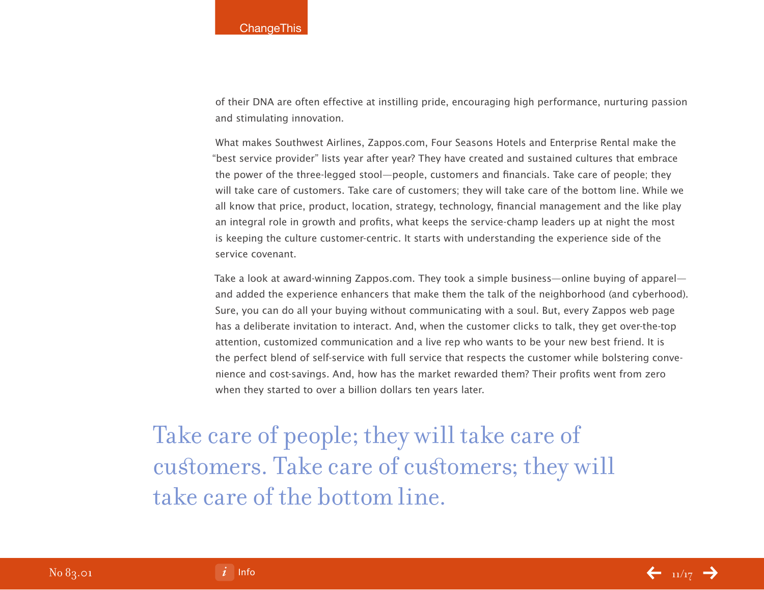of their DNA are often effective at instilling pride, encouraging high performance, nurturing passion and stimulating innovation.

What makes Southwest Airlines, Zappos.com, Four Seasons Hotels and Enterprise Rental make the "best service provider" lists year after year? They have created and sustained cultures that embrace the power of the three-legged stool—people, customers and financials. Take care of people; they will take care of customers. Take care of customers; they will take care of the bottom line. While we all know that price, product, location, strategy, technology, financial management and the like play an integral role in growth and profits, what keeps the service-champ leaders up at night the most is keeping the culture customer-centric. It starts with understanding the experience side of the service covenant.

Take a look at award-winning Zappos.com. They took a simple business—online buying of apparel—and added the experience enhancers that make them the talk of the neighborhood (and cyberhood). Sure, you can do all your buying without communicating with a soul. But, every Zappos web page has a deliberate invitation to interact. And, when the customer clicks to talk, they get over-the-top attention, customized communication and a live rep who wants to be your new best friend. It is the perfect blend of self-service with full service that respects the customer while bolstering convenience and cost-savings. And, how has the market rewarded them? Their profits went from zero when they started to over a billion dollars ten years later.

> Take care of people; they will take care of customers. Take care of customers; they will take care of the bottom line.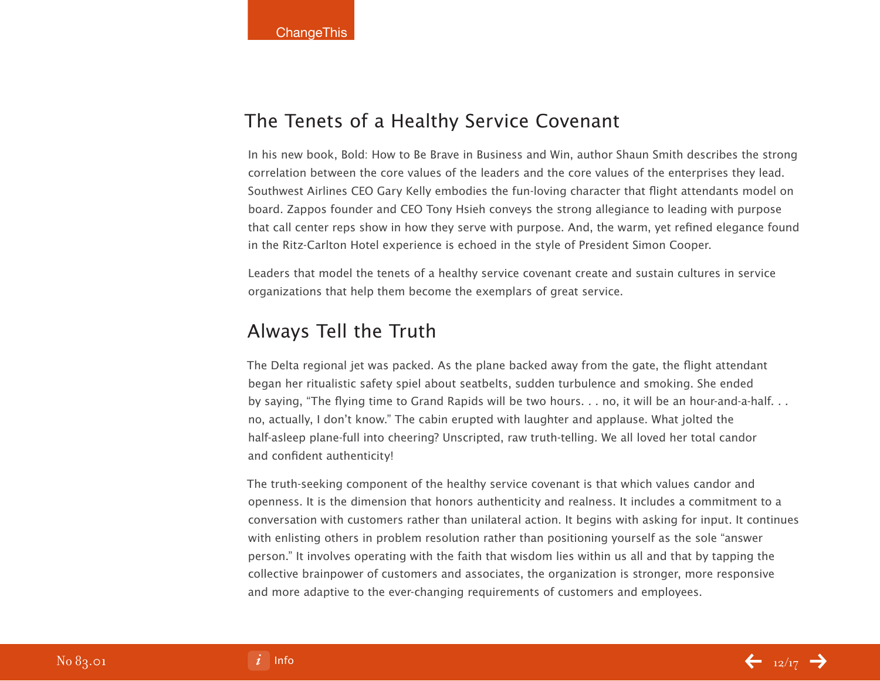## The Tenets of a Healthy Service Covenant

In his new book, Bold: How to Be Brave in Business and Win, author Shaun Smith describes the strong correlation between the core values of the leaders and the core values of the enterprises they lead. Southwest Airlines CEO Gary Kelly embodies the fun-loving character that flight attendants model on board. Zappos founder and CEO Tony Hsieh conveys the strong allegiance to leading with purpose that call center reps show in how they serve with purpose. And, the warm, yet refined elegance found in the Ritz-Carlton Hotel experience is echoed in the style of President Simon Cooper.

Leaders that model the tenets of a healthy service covenant create and sustain cultures in service organizations that help them become the exemplars of great service.

## Always Tell the Truth

The Delta regional jet was packed. As the plane backed away from the gate, the flight attendant began her ritualistic safety spiel about seatbelts, sudden turbulence and smoking. She ended by saying, "The flying time to Grand Rapids will be two hours. . . no, it will be an hour-and-a-half. . . no, actually, I don't know." The cabin erupted with laughter and applause. What jolted the half-asleep plane-full into cheering? Unscripted, raw truth-telling. We all loved her total candor and confident authenticity!

The truth-seeking component of the healthy service covenant is that which values candor and openness. It is the dimension that honors authenticity and realness. It includes a commitment to a conversation with customers rather than unilateral action. It begins with asking for input. It continues with enlisting others in problem resolution rather than positioning yourself as the sole "answer person." It involves operating with the faith that wisdom lies within us all and that by tapping the collective brainpower of customers and associates, the organization is stronger, more responsive and more adaptive to the ever-changing requirements of customers and employees.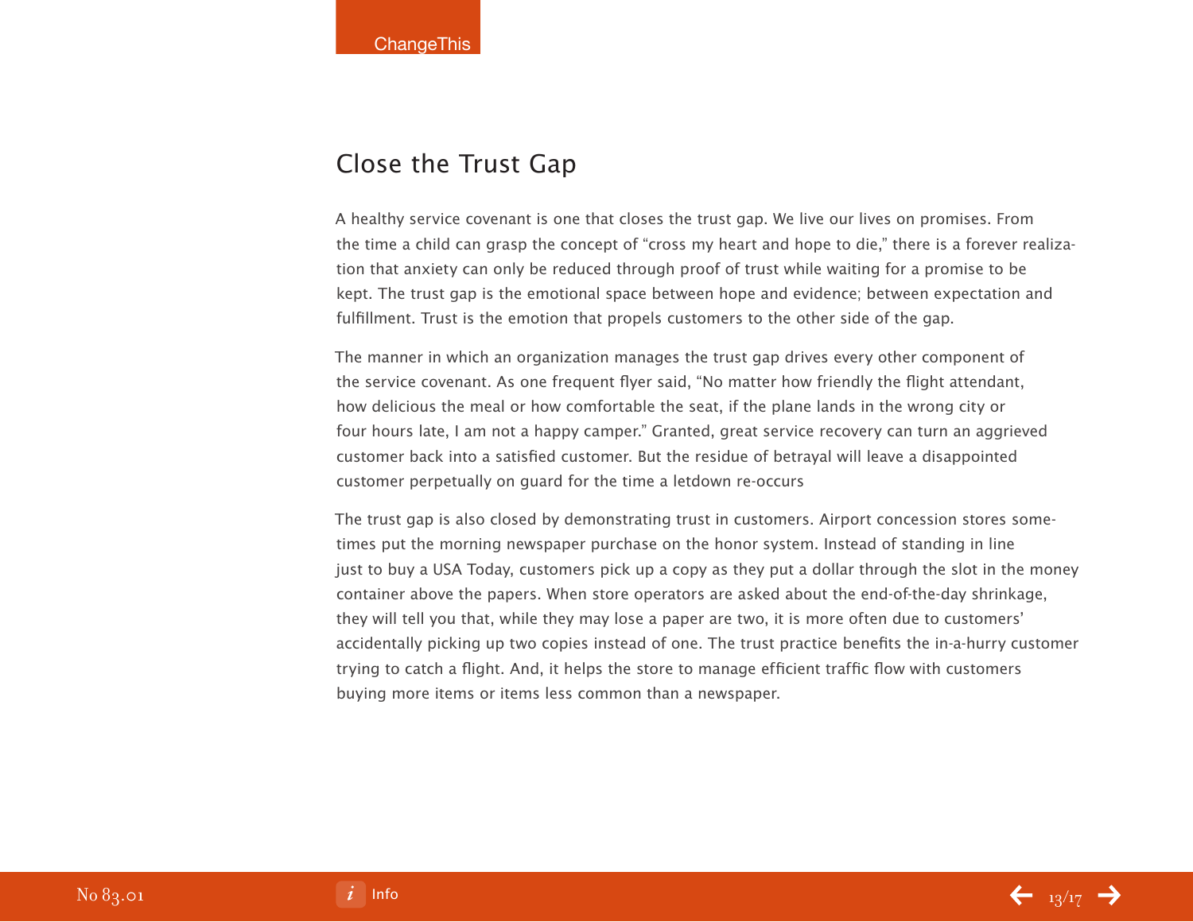## Close the Trust Gap

A healthy service covenant is one that closes the trust gap. We live our lives on promises. From the time a child can grasp the concept of "cross my heart and hope to die," there is a forever realization that anxiety can only be reduced through proof of trust while waiting for a promise to be kept. The trust gap is the emotional space between hope and evidence; between expectation and fulfillment. Trust is the emotion that propels customers to the other side of the gap.

The manner in which an organization manages the trust gap drives every other component of the service covenant. As one frequent flyer said, "No matter how friendly the flight attendant, how delicious the meal or how comfortable the seat, if the plane lands in the wrong city or four hours late, I am not a happy camper." Granted, great service recovery can turn an aggrieved customer back into a satisfied customer. But the residue of betrayal will leave a disappointed customer perpetually on guard for the time a letdown re-occurs

The trust gap is also closed by demonstrating trust in customers. Airport concession stores sometimes put the morning newspaper purchase on the honor system. Instead of standing in line just to buy a USA Today, customers pick up a copy as they put a dollar through the slot in the money container above the papers. When store operators are asked about the end-of-the-day shrinkage, they will tell you that, while they may lose a paper are two, it is more often due to customers' accidentally picking up two copies instead of one. The trust practice benefits the in-a-hurry customer trying to catch a flight. And, it helps the store to manage efficient traffic flow with customers buying more items or items less common than a newspaper.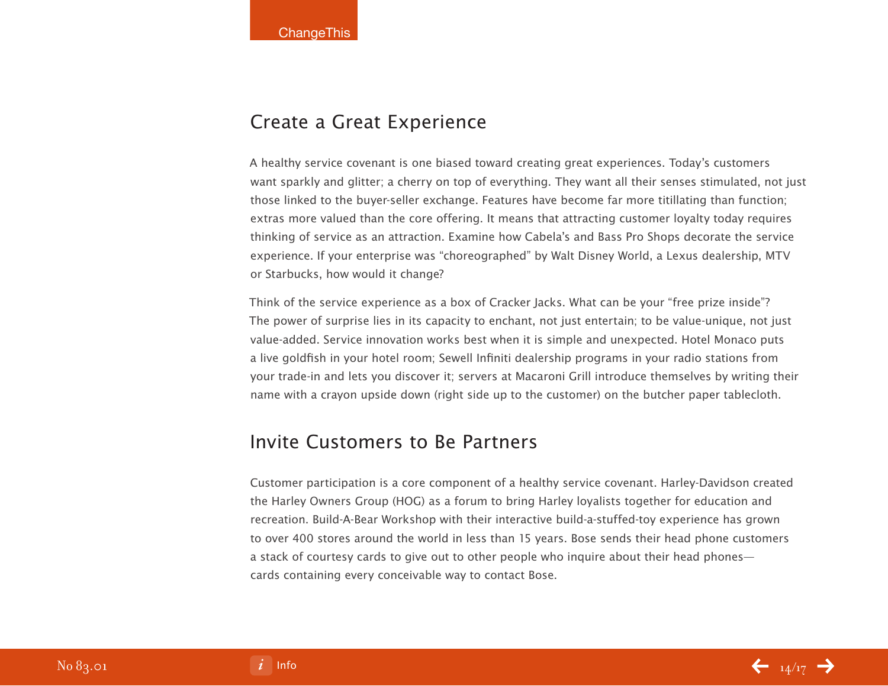## Create a Great Experience

A healthy service covenant is one biased toward creating great experiences. Today's customers want sparkly and glitter; a cherry on top of everything. They want all their senses stimulated, not just those linked to the buyer-seller exchange. Features have become far more titillating than function; extras more valued than the core offering. It means that attracting customer loyalty today requires thinking of service as an attraction. Examine how Cabela's and Bass Pro Shops decorate the service experience. If your enterprise was "choreographed" by Walt Disney World, a Lexus dealership, MTV or Starbucks, how would it change?

Think of the service experience as a box of Cracker Jacks. What can be your "free prize inside"? The power of surprise lies in its capacity to enchant, not just entertain; to be value-unique, not just value-added. Service innovation works best when it is simple and unexpected. Hotel Monaco puts a live goldfish in your hotel room; Sewell Infiniti dealership programs in your radio stations from your trade-in and lets you discover it; servers at Macaroni Grill introduce themselves by writing their name with a crayon upside down (right side up to the customer) on the butcher paper tablecloth.

## Invite Customers to Be Partners

Customer participation is a core component of a healthy service covenant. Harley-Davidson created the Harley Owners Group (HOG) as a forum to bring Harley loyalists together for education and recreation. Build-A-Bear Workshop with their interactive build-a-stuffed-toy experience has grown to over 400 stores around the world in less than 15 years. Bose sends their head phone customers a stack of courtesy cards to give out to other people who inquire about their head phones—cards containing every conceivable way to contact Bose.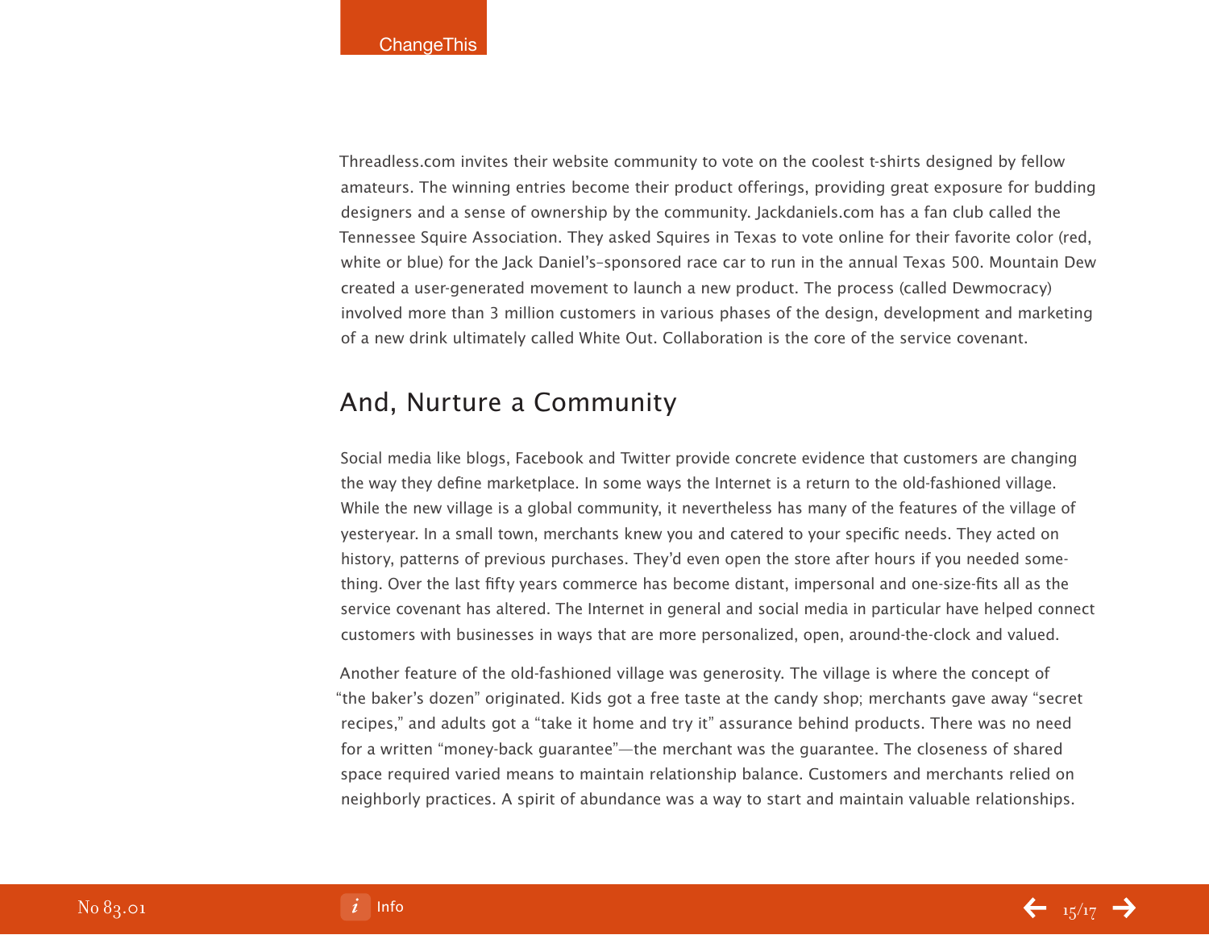Threadless.com invites their website community to vote on the coolest t-shirts designed by fellow amateurs. The winning entries become their product offerings, providing great exposure for budding designers and a sense of ownership by the community. Jackdaniels.com has a fan club called the Tennessee Squire Association. They asked Squires in Texas to vote online for their favorite color (red, white or blue) for the Jack Daniel's-sponsored race car to run in the annual Texas 500. Mountain Dew created a user-generated movement to launch a new product. The process (called Dewmocracy) involved more than 3 million customers in various phases of the design, development and marketing of a new drink ultimately called White Out. Collaboration is the core of the service covenant.

## And, Nurture a Community

Social media like blogs, Facebook and Twitter provide concrete evidence that customers are changing the way they define marketplace. In some ways the Internet is a return to the old-fashioned village. While the new village is a global community, it nevertheless has many of the features of the village of yesteryear. In a small town, merchants knew you and catered to your specific needs. They acted on history, patterns of previous purchases. They'd even open the store after hours if you needed something. Over the last fifty years commerce has become distant, impersonal and one-size-fits all as the service covenant has altered. The Internet in general and social media in particular have helped connect customers with businesses in ways that are more personalized, open, around-the-clock and valued.

Another feature of the old-fashioned village was generosity. The village is where the concept of "the baker's dozen" originated. Kids got a free taste at the candy shop; merchants gave away "secret recipes," and adults got a "take it home and try it" assurance behind products. There was no need for a written "money-back guarantee"—the merchant was the guarantee. The closeness of shared space required varied means to maintain relationship balance. Customers and merchants relied on neighborly practices. A spirit of abundance was a way to start and maintain valuable relationships.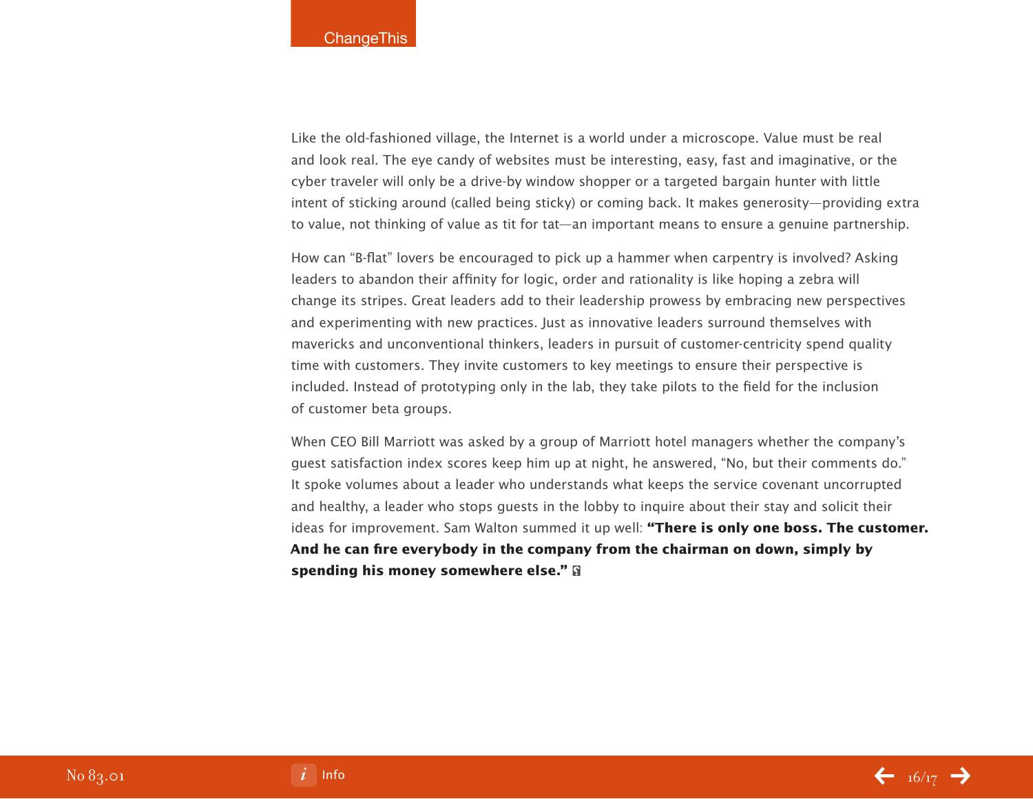Like the old-fashioned village, the Internet is a world under a microscope. Value must be real and look real. The eye candy of websites must be interesting, easy, fast and imaginative, or the cyber traveler will only be a drive-by window shopper or a targeted bargain hunter with little intent of sticking around (called being sticky) or coming back. It makes generosity—providing extra to value, not thinking of value as tit for tat—an important means to ensure a genuine partnership.

How can "B-flat" lovers be encouraged to pick up a hammer when carpentry is involved? Asking leaders to abandon their affinity for logic, order and rationality is like hoping a zebra will change its stripes. Great leaders add to their leadership prowess by embracing new perspectives and experimenting with new practices. Just as innovative leaders surround themselves with mavericks and unconventional thinkers, leaders in pursuit of customer-centricity spend quality time with customers. They invite customers to key meetings to ensure their perspective is included. Instead of prototyping only in the lab, they take pilots to the field for the inclusion of customer beta groups.

When CEO Bill Marriott was asked by a group of Marriott hotel managers whether the company's guest satisfaction index scores keep him up at night, he answered, "No, but their comments do." It spoke volumes about a leader who understands what keeps the service covenant uncorrupted and healthy, a leader who stops guests in the lobby to inquire about their stay and solicit their ideas for improvement. Sam Walton summed it up well: **"There is only one boss. The customer. And he can fire everybody in the company from the chairman on down, simply by spending his money somewhere else."**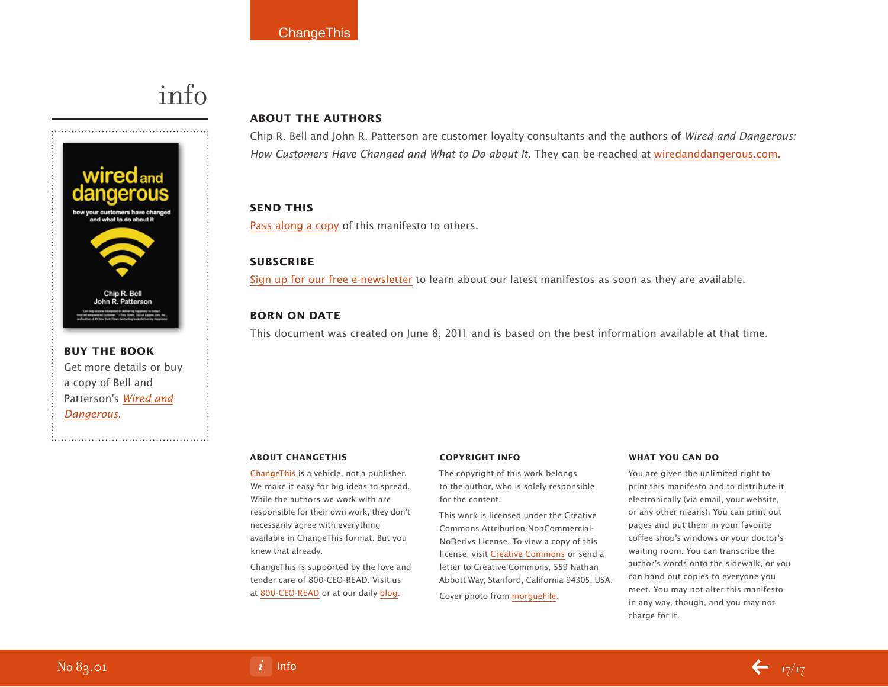# info

**BUY THE BOOK**
Get more details or buy a copy of Bell and Patterson's *Wired and Dangerous*.

## ABOUT THE AUTHORS

Chip R. Bell and John R. Patterson are customer loyalty consultants and the authors of *Wired and Dangerous: How Customers Have Changed and What to Do about It*. They can be reached at wiredanddangerous.com.

## SEND THIS

Pass along a copy of this manifesto to others.

## SUBSCRIBE

Sign up for our free e-newsletter to learn about our latest manifestos as soon as they are available.

## BORN ON DATE

This document was created on June 8, 2011 and is based on the best information available at that time.

### ABOUT CHANGETHIS

ChangeThis is a vehicle, not a publisher. We make it easy for big ideas to spread. While the authors we work with are responsible for their own work, they don't necessarily agree with everything available in ChangeThis format. But you knew that already.

ChangeThis is supported by the love and tender care of 800-CEO-READ. Visit us at 800-CEO-READ or at our daily blog.

### COPYRIGHT INFO

The copyright of this work belongs to the author, who is solely responsible for the content.

This work is licensed under the Creative Commons Attribution-NonCommercial-NoDerivs License. To view a copy of this license, visit Creative Commons or send a letter to Creative Commons, 559 Nathan Abbott Way, Stanford, California 94305, USA.

Cover photo from morgueFile.

### WHAT YOU CAN DO

You are given the unlimited right to print this manifesto and to distribute it electronically (via email, your website, or any other means). You can print out pages and put them in your favorite coffee shop's windows or your doctor's waiting room. You can transcribe the author's words onto the sidewalk, or you can hand out copies to everyone you meet. You may not alter this manifesto in any way, though, and you may not charge for it.